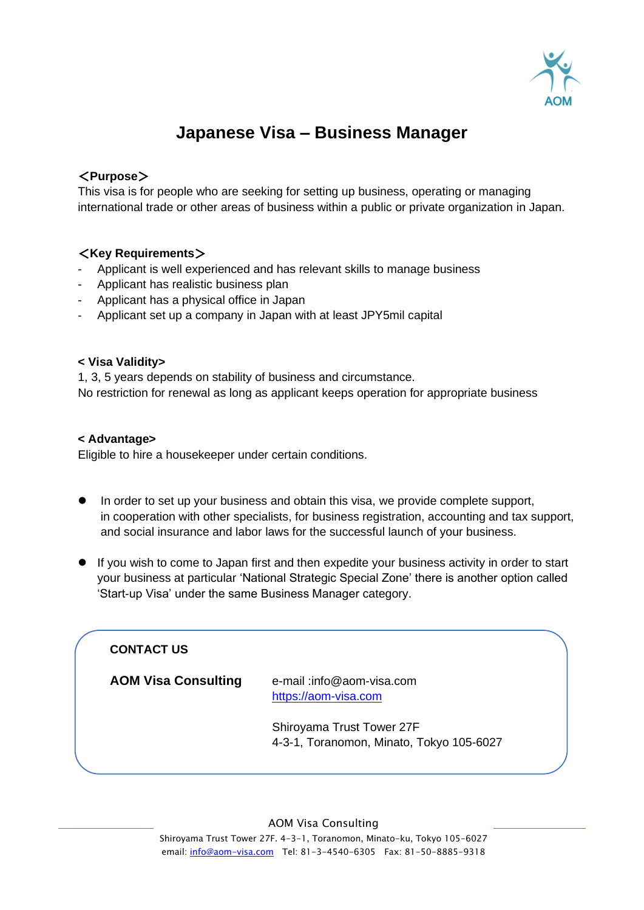# Japanese Visa – Business Manager

**＜Purpose＞**

This visa is for people who are seeking for setting up business, operating or managing international trade or other areas of business within a public or private organization in Japan.

**＜Key Requirements＞**

- Applicant is well experienced and has relevant skills to manage business
- Applicant has realistic business plan
- Applicant has a physical office in Japan
- Applicant set up a company in Japan with at least JPY5mil capital

**< Visa Validity>**

1, 3, 5 years depends on stability of business and circumstance.
No restriction for renewal as long as applicant keeps operation for appropriate business

**< Advantage>**

Eligible to hire a housekeeper under certain conditions.

- In order to set up your business and obtain this visa, we provide complete support, in cooperation with other specialists, for business registration, accounting and tax support, and social insurance and labor laws for the successful launch of your business.

- If you wish to come to Japan first and then expedite your business activity in order to start your business at particular 'National Strategic Special Zone' there is another option called 'Start-up Visa' under the same Business Manager category.

**CONTACT US**

**AOM Visa Consulting**

e-mail :info@aom-visa.com
https://aom-visa.com

Shiroyama Trust Tower 27F
4-3-1, Toranomon, Minato, Tokyo 105-6027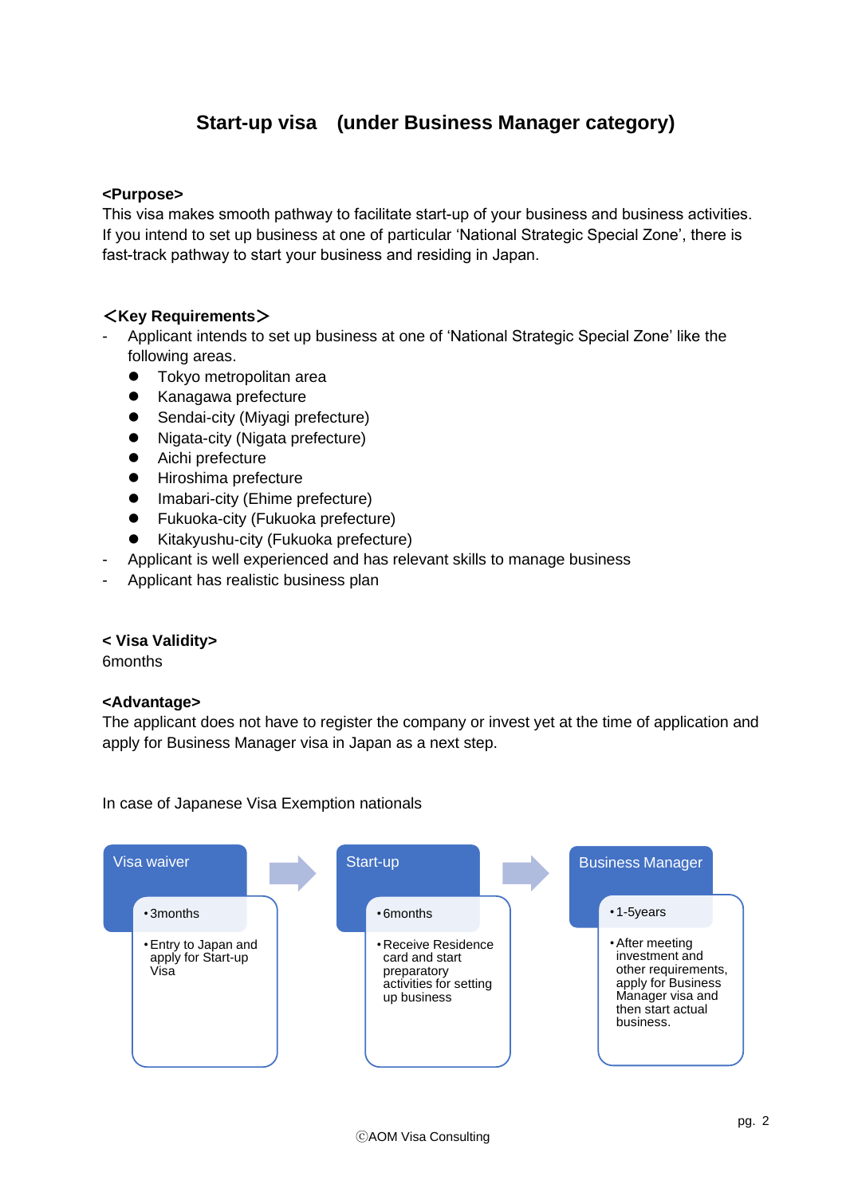# Start-up visa (under Business Manager category)

**<Purpose>**

This visa makes smooth pathway to facilitate start-up of your business and business activities. If you intend to set up business at one of particular 'National Strategic Special Zone', there is fast-track pathway to start your business and residing in Japan.

**＜Key Requirements＞**

- Applicant intends to set up business at one of 'National Strategic Special Zone' like the following areas.
  - Tokyo metropolitan area
  - Kanagawa prefecture
  - Sendai-city (Miyagi prefecture)
  - Nigata-city (Nigata prefecture)
  - Aichi prefecture
  - Hiroshima prefecture
  - Imabari-city (Ehime prefecture)
  - Fukuoka-city (Fukuoka prefecture)
  - Kitakyushu-city (Fukuoka prefecture)
- Applicant is well experienced and has relevant skills to manage business
- Applicant has realistic business plan

**< Visa Validity>**

6months

**<Advantage>**

The applicant does not have to register the company or invest yet at the time of application and apply for Business Manager visa in Japan as a next step.

In case of Japanese Visa Exemption nationals

Visa waiver
- 3months
- Entry to Japan and apply for Start-up Visa

Start-up
- 6months
- Receive Residence card and start preparatory activities for setting up business

Business Manager
- 1-5years
- After meeting investment and other requirements, apply for Business Manager visa and then start actual business.

ⒸAOM Visa Consulting